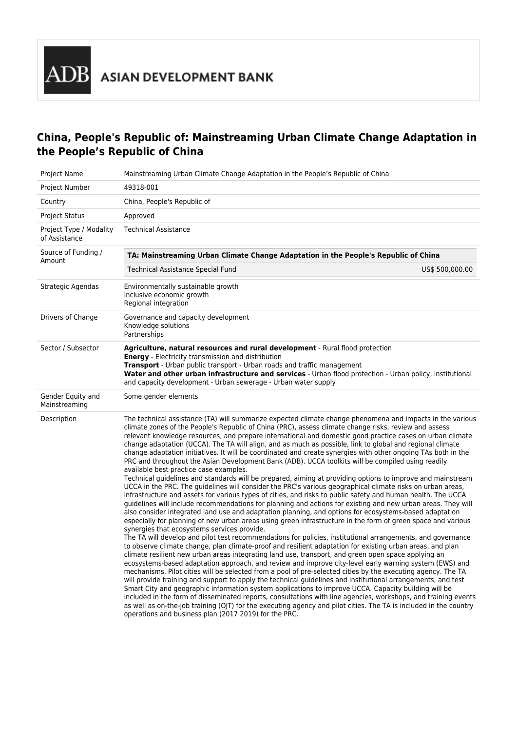ASIAN DEVELOPMENT BANK

# China, People's Republic of: Mainstreaming Urban Climate Change Adaptation in the People's Republic of China

| | |
|---|---|
| Project Name | Mainstreaming Urban Climate Change Adaptation in the People's Republic of China |
| Project Number | 49318-001 |
| Country | China, People's Republic of |
| Project Status | Approved |
| Project Type / Modality of Assistance | Technical Assistance |
| Source of Funding / Amount | **TA: Mainstreaming Urban Climate Change Adaptation in the People's Republic of China**<br>Technical Assistance Special Fund US$ 500,000.00 |
| Strategic Agendas | Environmentally sustainable growth<br>Inclusive economic growth<br>Regional integration |
| Drivers of Change | Governance and capacity development<br>Knowledge solutions<br>Partnerships |
| Sector / Subsector | **Agriculture, natural resources and rural development** - Rural flood protection<br>**Energy** - Electricity transmission and distribution<br>**Transport** - Urban public transport - Urban roads and traffic management<br>**Water and other urban infrastructure and services** - Urban flood protection - Urban policy, institutional and capacity development - Urban sewerage - Urban water supply |
| Gender Equity and Mainstreaming | Some gender elements |
| Description | The technical assistance (TA) will summarize expected climate change phenomena and impacts in the various climate zones of the People's Republic of China (PRC), assess climate change risks, review and assess relevant knowledge resources, and prepare international and domestic good practice cases on urban climate change adaptation (UCCA). The TA will align, and as much as possible, link to global and regional climate change adaptation initiatives. It will be coordinated and create synergies with other ongoing TAs both in the PRC and throughout the Asian Development Bank (ADB). UCCA toolkits will be compiled using readily available best practice case examples.<br>Technical guidelines and standards will be prepared, aiming at providing options to improve and mainstream UCCA in the PRC. The guidelines will consider the PRC's various geographical climate risks on urban areas, infrastructure and assets for various types of cities, and risks to public safety and human health. The UCCA guidelines will include recommendations for planning and actions for existing and new urban areas. They will also consider integrated land use and adaptation planning, and options for ecosystems-based adaptation especially for planning of new urban areas using green infrastructure in the form of green space and various synergies that ecosystems services provide.<br>The TA will develop and pilot test recommendations for policies, institutional arrangements, and governance to observe climate change, plan climate-proof and resilient adaptation for existing urban areas, and plan climate resilient new urban areas integrating land use, transport, and green open space applying an ecosystems-based adaptation approach, and review and improve city-level early warning system (EWS) and mechanisms. Pilot cities will be selected from a pool of pre-selected cities by the executing agency. The TA will provide training and support to apply the technical guidelines and institutional arrangements, and test Smart City and geographic information system applications to improve UCCA. Capacity building will be included in the form of disseminated reports, consultations with line agencies, workshops, and training events as well as on-the-job training (OJT) for the executing agency and pilot cities. The TA is included in the country operations and business plan (2017 2019) for the PRC. |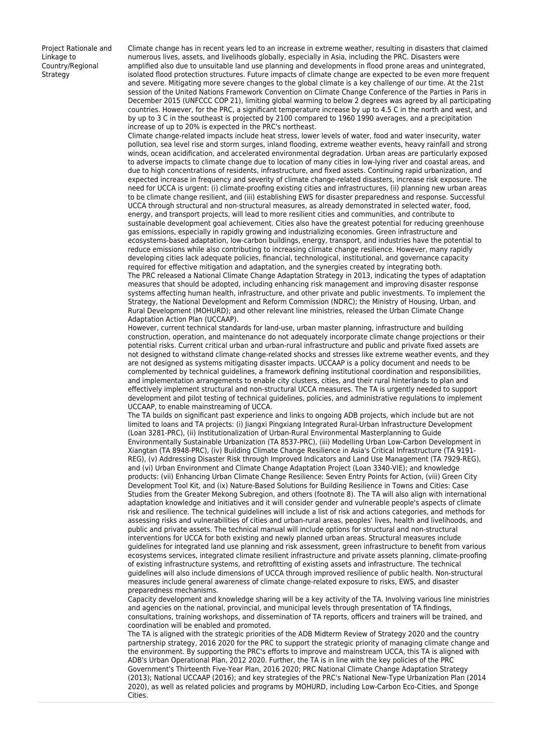| Project Rationale and Linkage to Country/Regional Strategy | Climate change has in recent years led to an increase in extreme weather, resulting in disasters that claimed numerous lives, assets, and livelihoods globally, especially in Asia, including the PRC. Disasters were amplified also due to unsuitable land use planning and developments in flood prone areas and unintegrated, isolated flood protection structures. Future impacts of climate change are expected to be even more frequent and severe. Mitigating more severe changes to the global climate is a key challenge of our time. At the 21st session of the United Nations Framework Convention on Climate Change Conference of the Parties in Paris in December 2015 (UNFCCC COP 21), limiting global warming to below 2 degrees was agreed by all participating countries. However, for the PRC, a significant temperature increase by up to 4.5 C in the north and west, and by up to 3 C in the southeast is projected by 2100 compared to 1960 1990 averages, and a precipitation increase of up to 20% is expected in the PRC's northeast.<br>Climate change-related impacts include heat stress, lower levels of water, food and water insecurity, water pollution, sea level rise and storm surges, inland flooding, extreme weather events, heavy rainfall and strong winds, ocean acidification, and accelerated environmental degradation. Urban areas are particularly exposed to adverse impacts to climate change due to location of many cities in low-lying river and coastal areas, and due to high concentrations of residents, infrastructure, and fixed assets. Continuing rapid urbanization, and expected increase in frequency and severity of climate change-related disasters, increase risk exposure. The need for UCCA is urgent: (i) climate-proofing existing cities and infrastructures, (ii) planning new urban areas to be climate change resilient, and (iii) establishing EWS for disaster preparedness and response. Successful UCCA through structural and non-structural measures, as already demonstrated in selected water, food, energy, and transport projects, will lead to more resilient cities and communities, and contribute to sustainable development goal achievement. Cities also have the greatest potential for reducing greenhouse gas emissions, especially in rapidly growing and industrializing economies. Green infrastructure and ecosystems-based adaptation, low-carbon buildings, energy, transport, and industries have the potential to reduce emissions while also contributing to increasing climate change resilience. However, many rapidly developing cities lack adequate policies, financial, technological, institutional, and governance capacity required for effective mitigation and adaptation, and the synergies created by integrating both.<br>The PRC released a National Climate Change Adaptation Strategy in 2013, indicating the types of adaptation measures that should be adopted, including enhancing risk management and improving disaster response systems affecting human health, infrastructure, and other private and public investments. To implement the Strategy, the National Development and Reform Commission (NDRC); the Ministry of Housing, Urban, and Rural Development (MOHURD); and other relevant line ministries, released the Urban Climate Change Adaptation Action Plan (UCCAAP).<br>However, current technical standards for land-use, urban master planning, infrastructure and building construction, operation, and maintenance do not adequately incorporate climate change projections or their potential risks. Current critical urban and urban-rural infrastructure and public and private fixed assets are not designed to withstand climate change-related shocks and stresses like extreme weather events, and they are not designed as systems mitigating disaster impacts. UCCAAP is a policy document and needs to be complemented by technical guidelines, a framework defining institutional coordination and responsibilities, and implementation arrangements to enable city clusters, cities, and their rural hinterlands to plan and effectively implement structural and non-structural UCCA measures. The TA is urgently needed to support development and pilot testing of technical guidelines, policies, and administrative regulations to implement UCCAAP, to enable mainstreaming of UCCA.<br>The TA builds on significant past experience and links to ongoing ADB projects, which include but are not limited to loans and TA projects: (i) Jiangxi Pingxiang Integrated Rural-Urban Infrastructure Development (Loan 3281-PRC), (ii) Institutionalization of Urban-Rural Environmental Masterplanning to Guide Environmentally Sustainable Urbanization (TA 8537-PRC), (iii) Modelling Urban Low-Carbon Development in Xiangtan (TA 8948-PRC), (iv) Building Climate Change Resilience in Asia's Critical Infrastructure (TA 9191-REG), (v) Addressing Disaster Risk through Improved Indicators and Land Use Management (TA 7929-REG), and (vi) Urban Environment and Climate Change Adaptation Project (Loan 3340-VIE); and knowledge products: (vii) Enhancing Urban Climate Change Resilience: Seven Entry Points for Action, (viii) Green City Development Tool Kit, and (ix) Nature-Based Solutions for Building Resilience in Towns and Cities: Case Studies from the Greater Mekong Subregion, and others (footnote 8). The TA will also align with international adaptation knowledge and initiatives and it will consider gender and vulnerable people's aspects of climate risk and resilience. The technical guidelines will include a list of risk and actions categories, and methods for assessing risks and vulnerabilities of cities and urban-rural areas, peoples' lives, health and livelihoods, and public and private assets. The technical manual will include options for structural and non-structural interventions for UCCA for both existing and newly planned urban areas. Structural measures include guidelines for integrated land use planning and risk assessment, green infrastructure to benefit from various ecosystems services, integrated climate resilient infrastructure and private assets planning, climate-proofing of existing infrastructure systems, and retrofitting of existing assets and infrastructure. The technical guidelines will also include dimensions of UCCA through improved resilience of public health. Non-structural measures include general awareness of climate change-related exposure to risks, EWS, and disaster preparedness mechanisms.<br>Capacity development and knowledge sharing will be a key activity of the TA. Involving various line ministries and agencies on the national, provincial, and municipal levels through presentation of TA findings, consultations, training workshops, and dissemination of TA reports, officers and trainers will be trained, and coordination will be enabled and promoted.<br>The TA is aligned with the strategic priorities of the ADB Midterm Review of Strategy 2020 and the country partnership strategy, 2016 2020 for the PRC to support the strategic priority of managing climate change and the environment. By supporting the PRC's efforts to improve and mainstream UCCA, this TA is aligned with ADB's Urban Operational Plan, 2012 2020. Further, the TA is in line with the key policies of the PRC Government's Thirteenth Five-Year Plan, 2016 2020; PRC National Climate Change Adaptation Strategy (2013); National UCCAAP (2016); and key strategies of the PRC's National New-Type Urbanization Plan (2014 2020), as well as related policies and programs by MOHURD, including Low-Carbon Eco-Cities, and Sponge Cities. |
|---|---|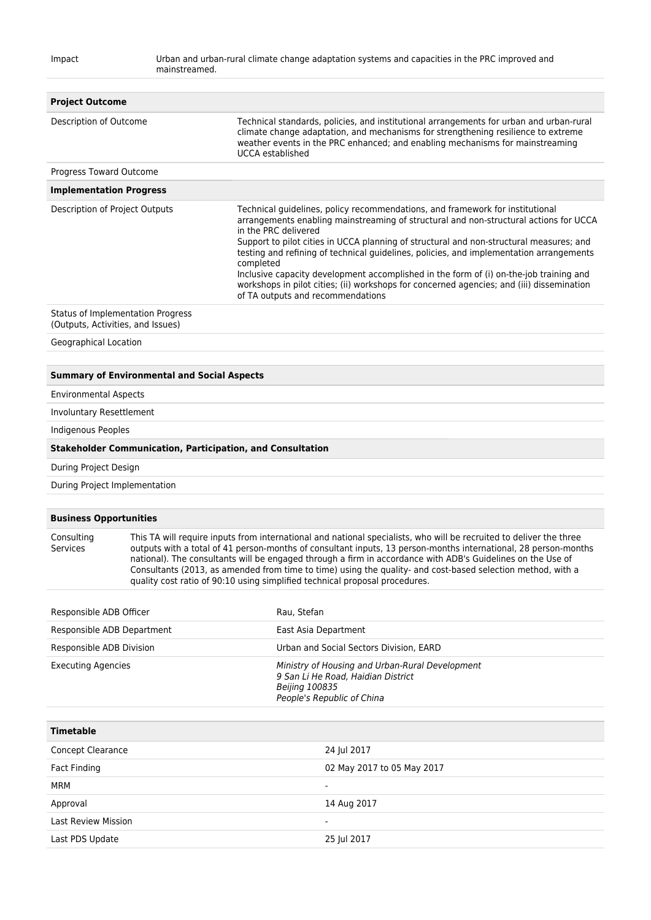| | |
|---|---|
| Impact | Urban and urban-rural climate change adaptation systems and capacities in the PRC improved and mainstreamed. |

| **Project Outcome** | |
|---|---|
| Description of Outcome | Technical standards, policies, and institutional arrangements for urban and urban-rural climate change adaptation, and mechanisms for strengthening resilience to extreme weather events in the PRC enhanced; and enabling mechanisms for mainstreaming UCCA established |
| Progress Toward Outcome | |
| **Implementation Progress** | |
| Description of Project Outputs | Technical guidelines, policy recommendations, and framework for institutional arrangements enabling mainstreaming of structural and non-structural actions for UCCA in the PRC delivered<br>Support to pilot cities in UCCA planning of structural and non-structural measures; and testing and refining of technical guidelines, policies, and implementation arrangements completed<br>Inclusive capacity development accomplished in the form of (i) on-the-job training and workshops in pilot cities; (ii) workshops for concerned agencies; and (iii) dissemination of TA outputs and recommendations |
| Status of Implementation Progress (Outputs, Activities, and Issues) | |
| Geographical Location | |

| **Summary of Environmental and Social Aspects** | |
|---|---|
| Environmental Aspects | |
| Involuntary Resettlement | |
| Indigenous Peoples | |
| **Stakeholder Communication, Participation, and Consultation** | |
| During Project Design | |
| During Project Implementation | |

| **Business Opportunities** | |
|---|---|
| Consulting Services | This TA will require inputs from international and national specialists, who will be recruited to deliver the three outputs with a total of 41 person-months of consultant inputs, 13 person-months international, 28 person-months national). The consultants will be engaged through a firm in accordance with ADB's Guidelines on the Use of Consultants (2013, as amended from time to time) using the quality- and cost-based selection method, with a quality cost ratio of 90:10 using simplified technical proposal procedures. |

| | |
|---|---|
| Responsible ADB Officer | Rau, Stefan |
| Responsible ADB Department | East Asia Department |
| Responsible ADB Division | Urban and Social Sectors Division, EARD |
| Executing Agencies | *Ministry of Housing and Urban-Rural Development*<br>*9 San Li He Road, Haidian District*<br>*Beijing 100835*<br>*People's Republic of China* |

| **Timetable** | |
|---|---|
| Concept Clearance | 24 Jul 2017 |
| Fact Finding | 02 May 2017 to 05 May 2017 |
| MRM | - |
| Approval | 14 Aug 2017 |
| Last Review Mission | - |
| Last PDS Update | 25 Jul 2017 |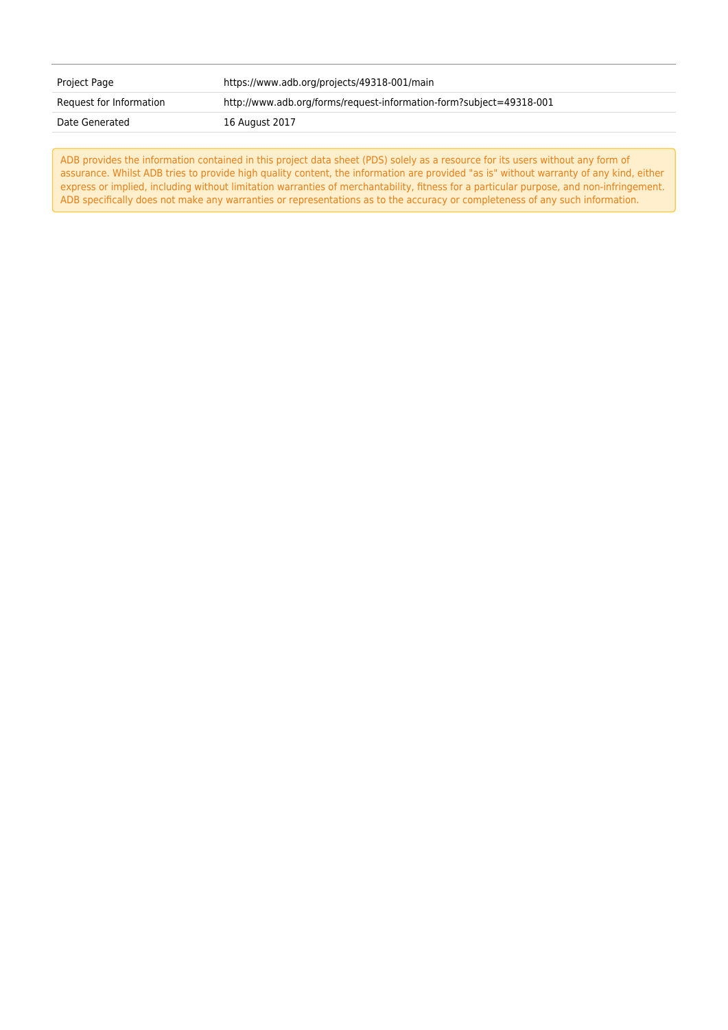| | |
|---|---|
| Project Page | https://www.adb.org/projects/49318-001/main |
| Request for Information | http://www.adb.org/forms/request-information-form?subject=49318-001 |
| Date Generated | 16 August 2017 |

ADB provides the information contained in this project data sheet (PDS) solely as a resource for its users without any form of assurance. Whilst ADB tries to provide high quality content, the information are provided "as is" without warranty of any kind, either express or implied, including without limitation warranties of merchantability, fitness for a particular purpose, and non-infringement. ADB specifically does not make any warranties or representations as to the accuracy or completeness of any such information.